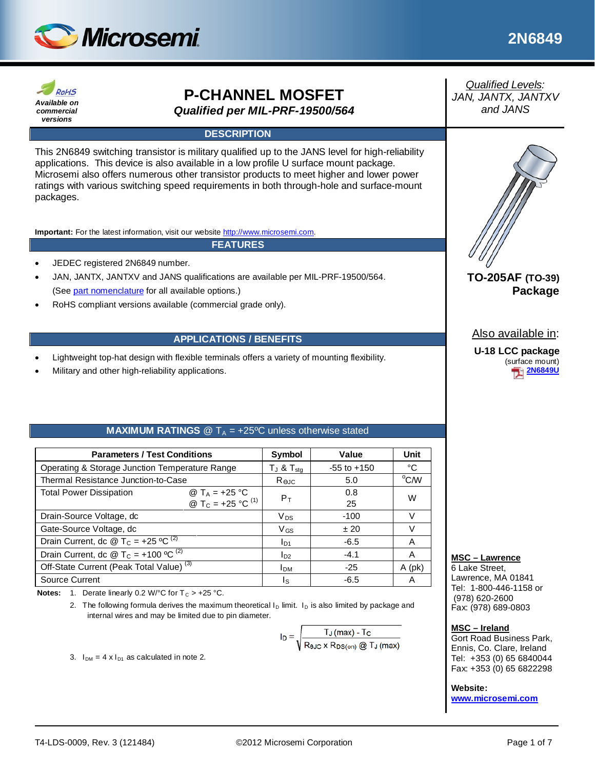# 2N6849

**RoHS**
*Available on commercial versions*

# P-CHANNEL MOSFET

***Qualified per MIL-PRF-19500/564***

*Qualified Levels:*
*JAN, JANTX, JANTXV and JANS*

## DESCRIPTION

This 2N6849 switching transistor is military qualified up to the JANS level for high-reliability applications. This device is also available in a low profile U surface mount package. Microsemi also offers numerous other transistor products to meet higher and lower power ratings with various switching speed requirements in both through-hole and surface-mount packages.

**Important:** For the latest information, visit our website http://www.microsemi.com.

## FEATURES

- JEDEC registered 2N6849 number.
- JAN, JANTX, JANTXV and JANS qualifications are available per MIL-PRF-19500/564. (See part nomenclature for all available options.)
- RoHS compliant versions available (commercial grade only).

**TO-205AF (TO-39) Package**

Also available in:

**U-18 LCC package**
(surface mount)
**2N6849U**

## APPLICATIONS / BENEFITS

- Lightweight top-hat design with flexible terminals offers a variety of mounting flexibility.
- Military and other high-reliability applications.

## MAXIMUM RATINGS @ $T_A$ = +25ºC unless otherwise stated

| Parameters / Test Conditions | | Symbol | Value | Unit |
|---|---|---|---|---|
| Operating & Storage Junction Temperature Range | | $T_J$ & $T_{stg}$ | -55 to +150 | °C |
| Thermal Resistance Junction-to-Case | | $R_{\Theta JC}$ | 5.0 | °C/W |
| Total Power Dissipation | @ $T_A$ = +25 °C<br>@ $T_C$ = +25 °C (1) | $P_T$ | 0.8<br>25 | W |
| Drain-Source Voltage, dc | | $V_{DS}$ | -100 | V |
| Gate-Source Voltage, dc | | $V_{GS}$ | ± 20 | V |
| Drain Current, dc @ $T_C$ = +25 ºC (2) | | $I_{D1}$ | -6.5 | A |
| Drain Current, dc @ $T_C$ = +100 ºC (2) | | $I_{D2}$ | -4.1 | A |
| Off-State Current (Peak Total Value) (3) | | $I_{DM}$ | -25 | A (pk) |
| Source Current | | $I_S$ | -6.5 | A |

**Notes:**
1. Derate linearly 0.2 W/°C for $T_C$ > +25 °C.
2. The following formula derives the maximum theoretical $I_D$ limit. $I_D$ is also limited by package and internal wires and may be limited due to pin diameter.

$$I_D = \sqrt{\frac{T_J(max) - T_C}{R_{\Theta JC} \times R_{DS(on)} @ T_J(max)}}$$

3. $I_{DM} = 4 \times I_{D1}$ as calculated in note 2.

**MSC – Lawrence**
6 Lake Street,
Lawrence, MA 01841
Tel: 1-800-446-1158 or (978) 620-2600
Fax: (978) 689-0803

**MSC – Ireland**
Gort Road Business Park,
Ennis, Co. Clare, Ireland
Tel: +353 (0) 65 6840044
Fax: +353 (0) 65 6822298

**Website:**
**www.microsemi.com**

T4-LDS-0009, Rev. 3 (121484) ©2012 Microsemi Corporation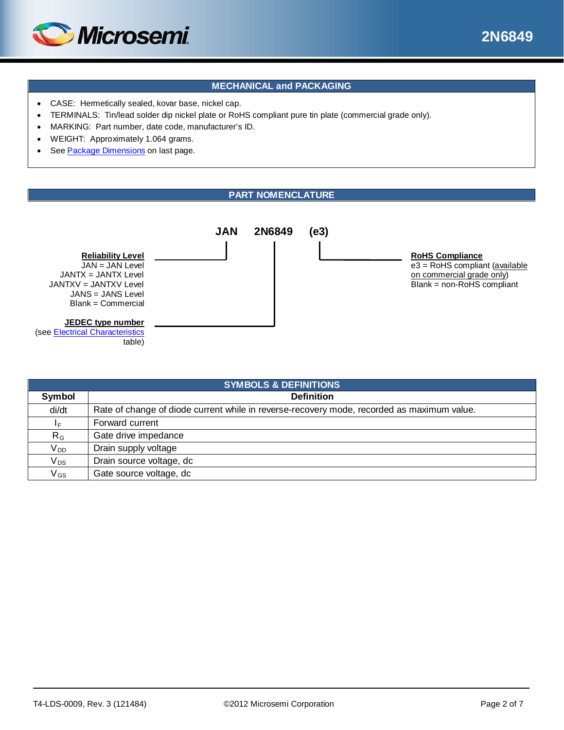## MECHANICAL and PACKAGING

- CASE: Hermetically sealed, kovar base, nickel cap.
- TERMINALS: Tin/lead solder dip nickel plate or RoHS compliant pure tin plate (commercial grade only).
- MARKING: Part number, date code, manufacturer's ID.
- WEIGHT: Approximately 1.064 grams.
- See Package Dimensions on last page.

## PART NOMENCLATURE

**JAN 2N6849 (e3)**

**Reliability Level**
JAN = JAN Level
JANTX = JANTX Level
JANTXV = JANTXV Level
JANS = JANS Level
Blank = Commercial

**JEDEC type number**
(see Electrical Characteristics table)

**RoHS Compliance**
e3 = RoHS compliant (available on commercial grade only)
Blank = non-RoHS compliant

## SYMBOLS & DEFINITIONS

| Symbol | Definition |
|---|---|
| di/dt | Rate of change of diode current while in reverse-recovery mode, recorded as maximum value. |
| $I_F$ | Forward current |
| $R_G$ | Gate drive impedance |
| $V_{DD}$ | Drain supply voltage |
| $V_{DS}$ | Drain source voltage, dc |
| $V_{GS}$ | Gate source voltage, dc |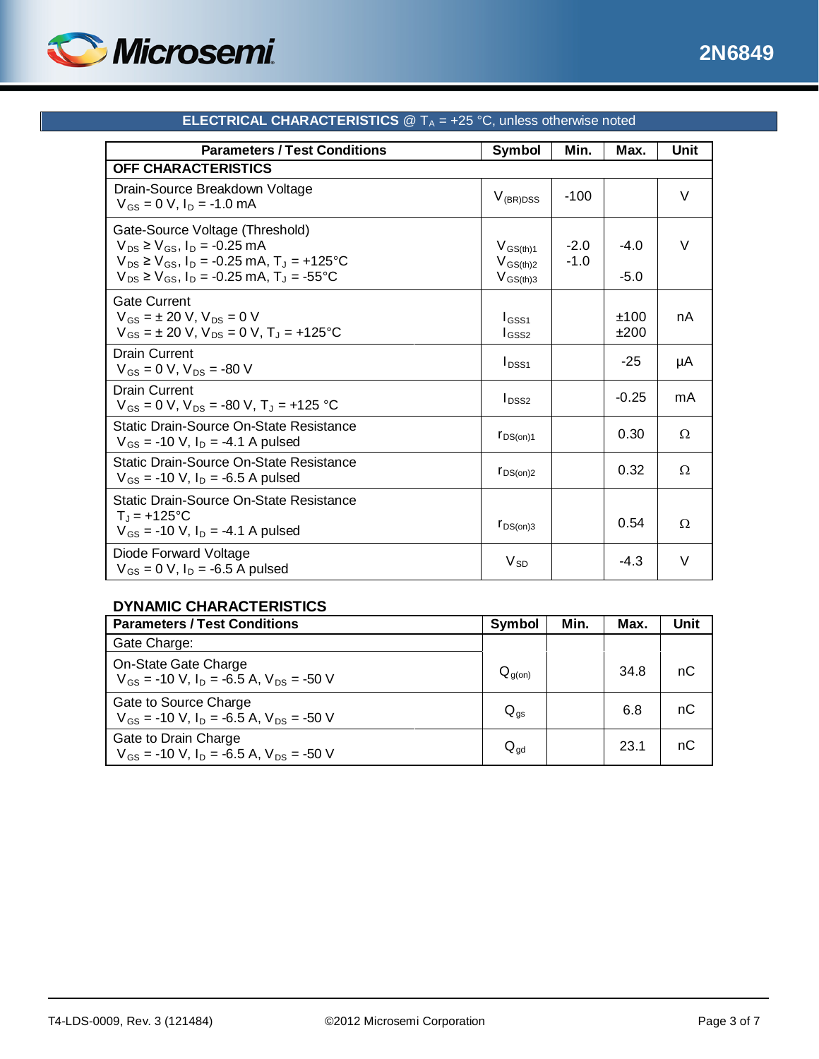## ELECTRICAL CHARACTERISTICS @ $T_A$ = +25 °C, unless otherwise noted

| Parameters / Test Conditions | Symbol | Min. | Max. | Unit |
|---|---|---|---|---|
| **OFF CHARACTERISTICS** | | | | |
| Drain-Source Breakdown Voltage<br>$V_{GS}$ = 0 V, $I_D$ = -1.0 mA | $V_{(BR)DSS}$ | -100 | | V |
| Gate-Source Voltage (Threshold)<br>$V_{DS} \geq V_{GS}$, $I_D$ = -0.25 mA<br>$V_{DS} \geq V_{GS}$, $I_D$ = -0.25 mA, $T_J$ = +125°C<br>$V_{DS} \geq V_{GS}$, $I_D$ = -0.25 mA, $T_J$ = -55°C | $V_{GS(th)1}$<br>$V_{GS(th)2}$<br>$V_{GS(th)3}$ | -2.0<br>-1.0<br><br> | -4.0<br><br>-5.0 | V |
| Gate Current<br>$V_{GS}$ = ± 20 V, $V_{DS}$ = 0 V<br>$V_{GS}$ = ± 20 V, $V_{DS}$ = 0 V, $T_J$ = +125°C | $I_{GSS1}$<br>$I_{GSS2}$ | | ±100<br>±200 | nA |
| Drain Current<br>$V_{GS}$ = 0 V, $V_{DS}$ = -80 V | $I_{DSS1}$ | | -25 | µA |
| Drain Current<br>$V_{GS}$ = 0 V, $V_{DS}$ = -80 V, $T_J$ = +125 °C | $I_{DSS2}$ | | -0.25 | mA |
| Static Drain-Source On-State Resistance<br>$V_{GS}$ = -10 V, $I_D$ = -4.1 A pulsed | $r_{DS(on)1}$ | | 0.30 | Ω |
| Static Drain-Source On-State Resistance<br>$V_{GS}$ = -10 V, $I_D$ = -6.5 A pulsed | $r_{DS(on)2}$ | | 0.32 | Ω |
| Static Drain-Source On-State Resistance<br>$T_J$ = +125°C<br>$V_{GS}$ = -10 V, $I_D$ = -4.1 A pulsed | $r_{DS(on)3}$ | | 0.54 | Ω |
| Diode Forward Voltage<br>$V_{GS}$ = 0 V, $I_D$ = -6.5 A pulsed | $V_{SD}$ | | -4.3 | V |

### DYNAMIC CHARACTERISTICS

| Parameters / Test Conditions | Symbol | Min. | Max. | Unit |
|---|---|---|---|---|
| Gate Charge: | | | | |
| On-State Gate Charge<br>$V_{GS}$ = -10 V, $I_D$ = -6.5 A, $V_{DS}$ = -50 V | $Q_{g(on)}$ | | 34.8 | nC |
| Gate to Source Charge<br>$V_{GS}$ = -10 V, $I_D$ = -6.5 A, $V_{DS}$ = -50 V | $Q_{gs}$ | | 6.8 | nC |
| Gate to Drain Charge<br>$V_{GS}$ = -10 V, $I_D$ = -6.5 A, $V_{DS}$ = -50 V | $Q_{gd}$ | | 23.1 | nC |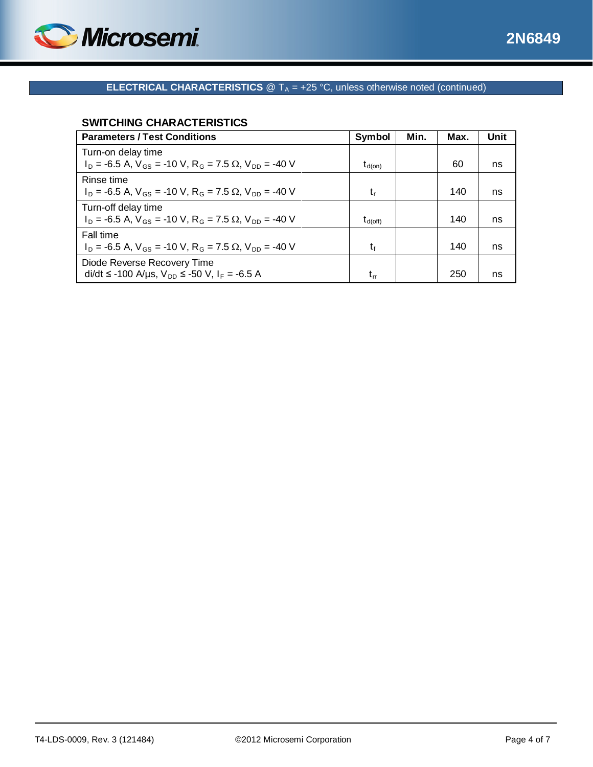**ELECTRICAL CHARACTERISTICS** @ $T_A$ = +25 °C, unless otherwise noted (continued)

### SWITCHING CHARACTERISTICS

| Parameters / Test Conditions | Symbol | Min. | Max. | Unit |
|---|---|---|---|---|
| Turn-on delay time<br>$I_D$ = -6.5 A, $V_{GS}$ = -10 V, $R_G$ = 7.5 Ω, $V_{DD}$ = -40 V | $t_{d(on)}$ | | 60 | ns |
| Rinse time<br>$I_D$ = -6.5 A, $V_{GS}$ = -10 V, $R_G$ = 7.5 Ω, $V_{DD}$ = -40 V | $t_r$ | | 140 | ns |
| Turn-off delay time<br>$I_D$ = -6.5 A, $V_{GS}$ = -10 V, $R_G$ = 7.5 Ω, $V_{DD}$ = -40 V | $t_{d(off)}$ | | 140 | ns |
| Fall time<br>$I_D$ = -6.5 A, $V_{GS}$ = -10 V, $R_G$ = 7.5 Ω, $V_{DD}$ = -40 V | $t_f$ | | 140 | ns |
| Diode Reverse Recovery Time<br>di/dt ≤ -100 A/µs, $V_{DD}$ ≤ -50 V, $I_F$ = -6.5 A | $t_{rr}$ | | 250 | ns |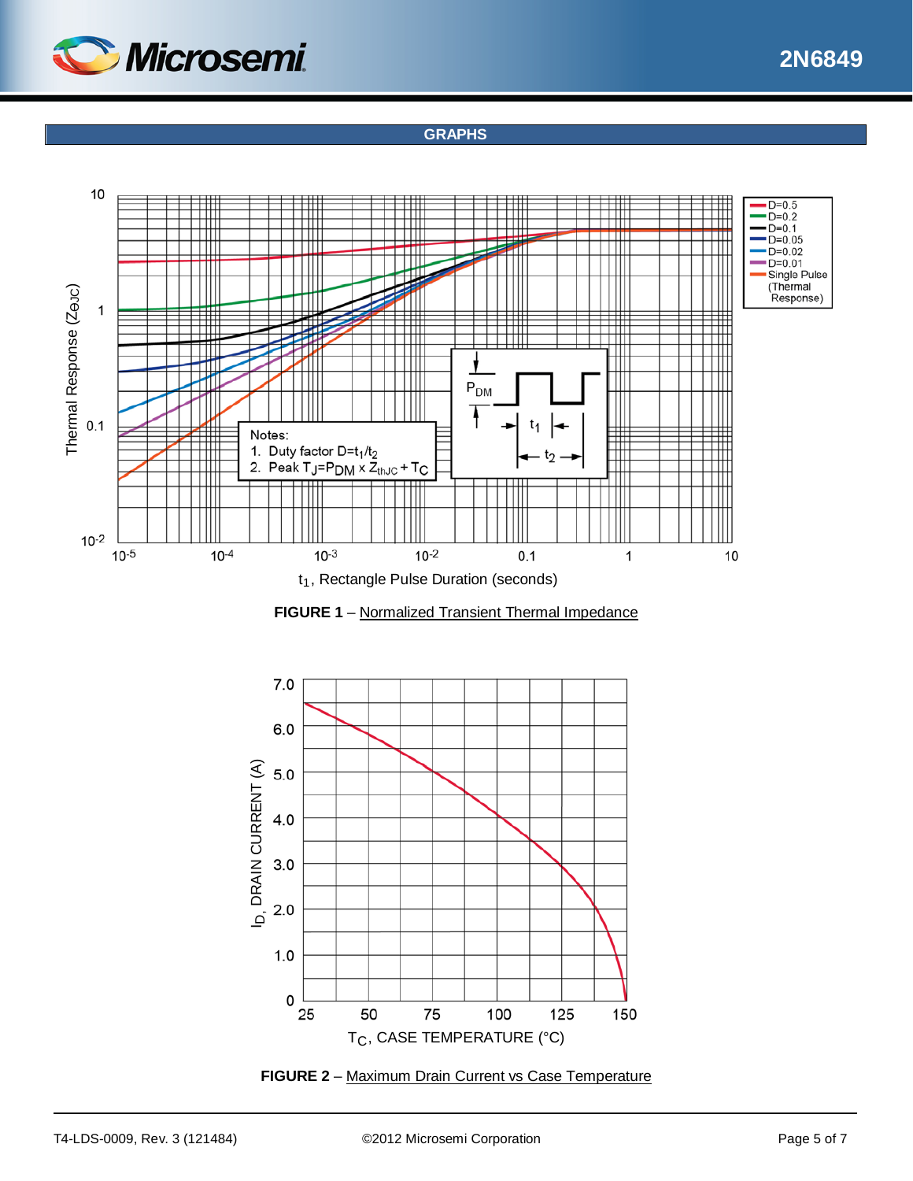## GRAPHS

**FIGURE 1** – Normalized Transient Thermal Impedance

**FIGURE 2** – Maximum Drain Current vs Case Temperature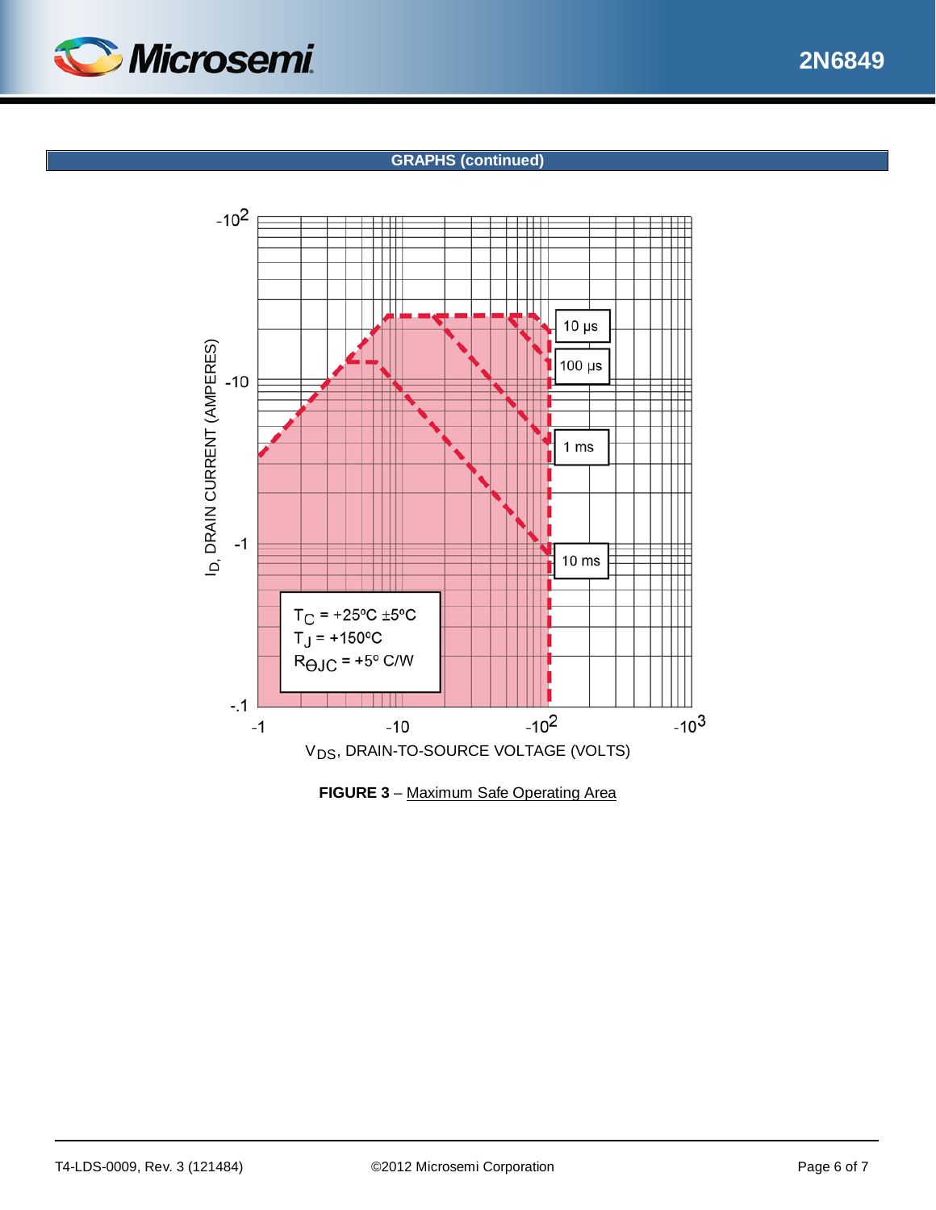## GRAPHS (continued)

**FIGURE 3** – Maximum Safe Operating Area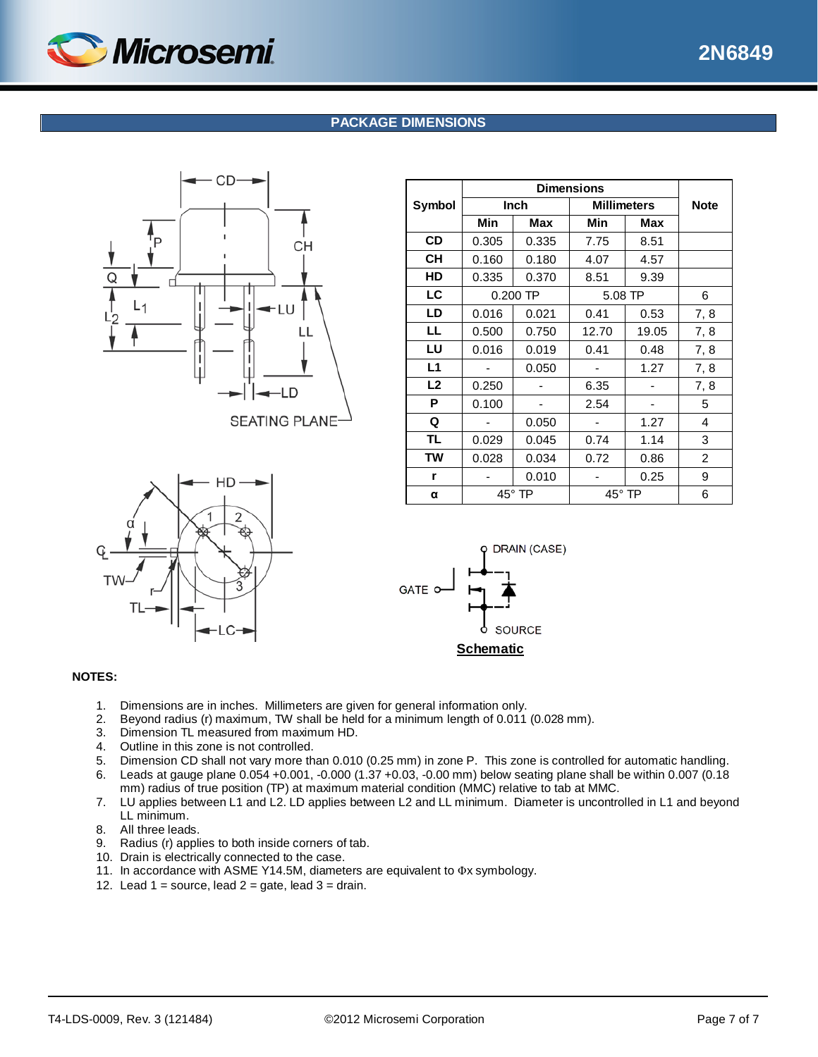## PACKAGE DIMENSIONS

CD
P
Q
CH
L1
L2
LU
LL
LD
SEATING PLANE

HD
α
1
2
3
℄
TW
r
TL
LC

| Symbol | Dimensions | | | | Note |
|---|---|---|---|---|---|
| | Inch | | Millimeters | | |
| | Min | Max | Min | Max | |
| CD | 0.305 | 0.335 | 7.75 | 8.51 | |
| CH | 0.160 | 0.180 | 4.07 | 4.57 | |
| HD | 0.335 | 0.370 | 8.51 | 9.39 | |
| LC | 0.200 TP | | 5.08 TP | | 6 |
| LD | 0.016 | 0.021 | 0.41 | 0.53 | 7, 8 |
| LL | 0.500 | 0.750 | 12.70 | 19.05 | 7, 8 |
| LU | 0.016 | 0.019 | 0.41 | 0.48 | 7, 8 |
| L1 | - | 0.050 | - | 1.27 | 7, 8 |
| L2 | 0.250 | - | 6.35 | - | 7, 8 |
| P | 0.100 | - | 2.54 | - | 5 |
| Q | - | 0.050 | - | 1.27 | 4 |
| TL | 0.029 | 0.045 | 0.74 | 1.14 | 3 |
| TW | 0.028 | 0.034 | 0.72 | 0.86 | 2 |
| r | - | 0.010 | - | 0.25 | 9 |
| α | 45° TP | | 45° TP | | 6 |

DRAIN (CASE)
GATE
SOURCE

**Schematic**

**NOTES:**

1. Dimensions are in inches. Millimeters are given for general information only.
2. Beyond radius (r) maximum, TW shall be held for a minimum length of 0.011 (0.028 mm).
3. Dimension TL measured from maximum HD.
4. Outline in this zone is not controlled.
5. Dimension CD shall not vary more than 0.010 (0.25 mm) in zone P. This zone is controlled for automatic handling.
6. Leads at gauge plane 0.054 +0.001, -0.000 (1.37 +0.03, -0.00 mm) below seating plane shall be within 0.007 (0.18 mm) radius of true position (TP) at maximum material condition (MMC) relative to tab at MMC.
7. LU applies between L1 and L2. LD applies between L2 and LL minimum. Diameter is uncontrolled in L1 and beyond LL minimum.
8. All three leads.
9. Radius (r) applies to both inside corners of tab.
10. Drain is electrically connected to the case.
11. In accordance with ASME Y14.5M, diameters are equivalent to Φx symbology.
12. Lead 1 = source, lead 2 = gate, lead 3 = drain.